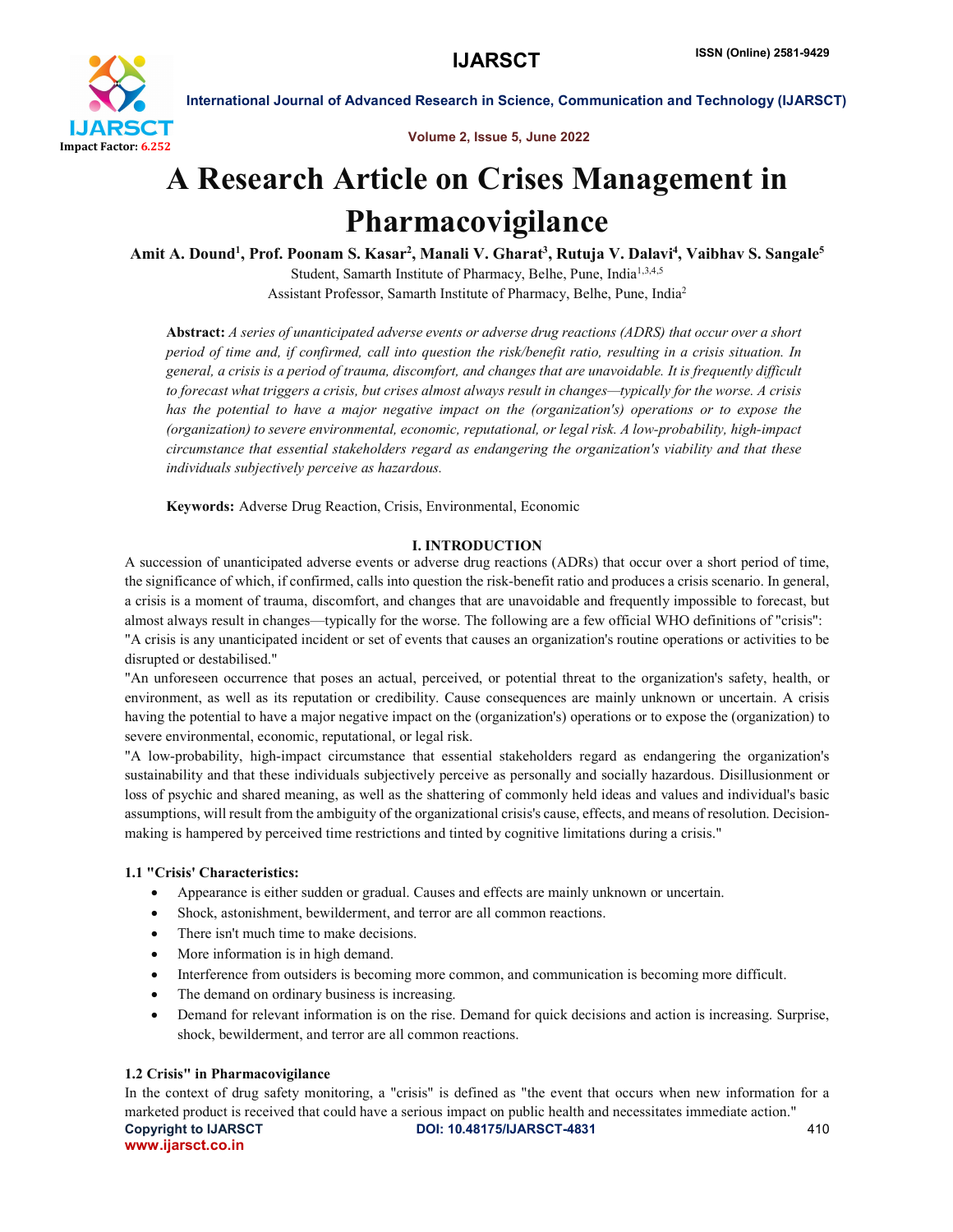# A Research Article on Crises Management in Pharmacovigilance

**Amit A. Dound[1], Prof. Poonam S. Kasar[2], Manali V. Gharat[3], Rutuja V. Dalavi[4], Vaibhav S. Sangale[5]**

Student, Samarth Institute of Pharmacy, Belhe, Pune, India[1,3,4,5]

Assistant Professor, Samarth Institute of Pharmacy, Belhe, Pune, India[2]

**Abstract:** *A series of unanticipated adverse events or adverse drug reactions (ADRS) that occur over a short period of time and, if confirmed, call into question the risk/benefit ratio, resulting in a crisis situation. In general, a crisis is a period of trauma, discomfort, and changes that are unavoidable. It is frequently difficult to forecast what triggers a crisis, but crises almost always result in changes—typically for the worse. A crisis has the potential to have a major negative impact on the (organization's) operations or to expose the (organization) to severe environmental, economic, reputational, or legal risk. A low-probability, high-impact circumstance that essential stakeholders regard as endangering the organization's viability and that these individuals subjectively perceive as hazardous.*

**Keywords:** Adverse Drug Reaction, Crisis, Environmental, Economic

## I. INTRODUCTION

A succession of unanticipated adverse events or adverse drug reactions (ADRs) that occur over a short period of time, the significance of which, if confirmed, calls into question the risk-benefit ratio and produces a crisis scenario. In general, a crisis is a moment of trauma, discomfort, and changes that are unavoidable and frequently impossible to forecast, but almost always result in changes—typically for the worse. The following are a few official WHO definitions of "crisis":

"A crisis is any unanticipated incident or set of events that causes an organization's routine operations or activities to be disrupted or destabilised."

"An unforeseen occurrence that poses an actual, perceived, or potential threat to the organization's safety, health, or environment, as well as its reputation or credibility. Cause consequences are mainly unknown or uncertain. A crisis having the potential to have a major negative impact on the (organization's) operations or to expose the (organization) to severe environmental, economic, reputational, or legal risk.

"A low-probability, high-impact circumstance that essential stakeholders regard as endangering the organization's sustainability and that these individuals subjectively perceive as personally and socially hazardous. Disillusionment or loss of psychic and shared meaning, as well as the shattering of commonly held ideas and values and individual's basic assumptions, will result from the ambiguity of the organizational crisis's cause, effects, and means of resolution. Decision-making is hampered by perceived time restrictions and tinted by cognitive limitations during a crisis."

### 1.1 "Crisis' Characteristics:

- Appearance is either sudden or gradual. Causes and effects are mainly unknown or uncertain.
- Shock, astonishment, bewilderment, and terror are all common reactions.
- There isn't much time to make decisions.
- More information is in high demand.
- Interference from outsiders is becoming more common, and communication is becoming more difficult.
- The demand on ordinary business is increasing.
- Demand for relevant information is on the rise. Demand for quick decisions and action is increasing. Surprise, shock, bewilderment, and terror are all common reactions.

### 1.2 Crisis" in Pharmacovigilance

In the context of drug safety monitoring, a "crisis" is defined as "the event that occurs when new information for a marketed product is received that could have a serious impact on public health and necessitates immediate action."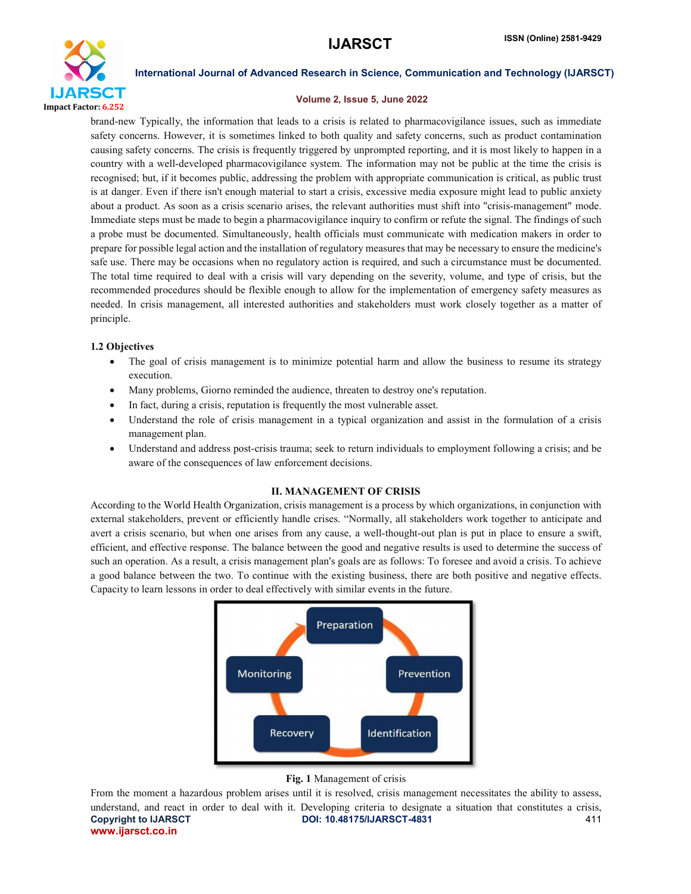brand-new Typically, the information that leads to a crisis is related to pharmacovigilance issues, such as immediate safety concerns. However, it is sometimes linked to both quality and safety concerns, such as product contamination causing safety concerns. The crisis is frequently triggered by unprompted reporting, and it is most likely to happen in a country with a well-developed pharmacovigilance system. The information may not be public at the time the crisis is recognised; but, if it becomes public, addressing the problem with appropriate communication is critical, as public trust is at danger. Even if there isn't enough material to start a crisis, excessive media exposure might lead to public anxiety about a product. As soon as a crisis scenario arises, the relevant authorities must shift into "crisis-management" mode. Immediate steps must be made to begin a pharmacovigilance inquiry to confirm or refute the signal. The findings of such a probe must be documented. Simultaneously, health officials must communicate with medication makers in order to prepare for possible legal action and the installation of regulatory measures that may be necessary to ensure the medicine's safe use. There may be occasions when no regulatory action is required, and such a circumstance must be documented. The total time required to deal with a crisis will vary depending on the severity, volume, and type of crisis, but the recommended procedures should be flexible enough to allow for the implementation of emergency safety measures as needed. In crisis management, all interested authorities and stakeholders must work closely together as a matter of principle.

### 1.2 Objectives

- The goal of crisis management is to minimize potential harm and allow the business to resume its strategy execution.
- Many problems, Giorno reminded the audience, threaten to destroy one's reputation.
- In fact, during a crisis, reputation is frequently the most vulnerable asset.
- Understand the role of crisis management in a typical organization and assist in the formulation of a crisis management plan.
- Understand and address post-crisis trauma; seek to return individuals to employment following a crisis; and be aware of the consequences of law enforcement decisions.

## II. MANAGEMENT OF CRISIS

According to the World Health Organization, crisis management is a process by which organizations, in conjunction with external stakeholders, prevent or efficiently handle crises. "Normally, all stakeholders work together to anticipate and avert a crisis scenario, but when one arises from any cause, a well-thought-out plan is put in place to ensure a swift, efficient, and effective response. The balance between the good and negative results is used to determine the success of such an operation. As a result, a crisis management plan's goals are as follows: To foresee and avoid a crisis. To achieve a good balance between the two. To continue with the existing business, there are both positive and negative effects. Capacity to learn lessons in order to deal effectively with similar events in the future.

Preparation → Prevention → Identification → Recovery → Monitoring

**Fig. 1** Management of crisis

From the moment a hazardous problem arises until it is resolved, crisis management necessitates the ability to assess, understand, and react in order to deal with it. Developing criteria to designate a situation that constitutes a crisis,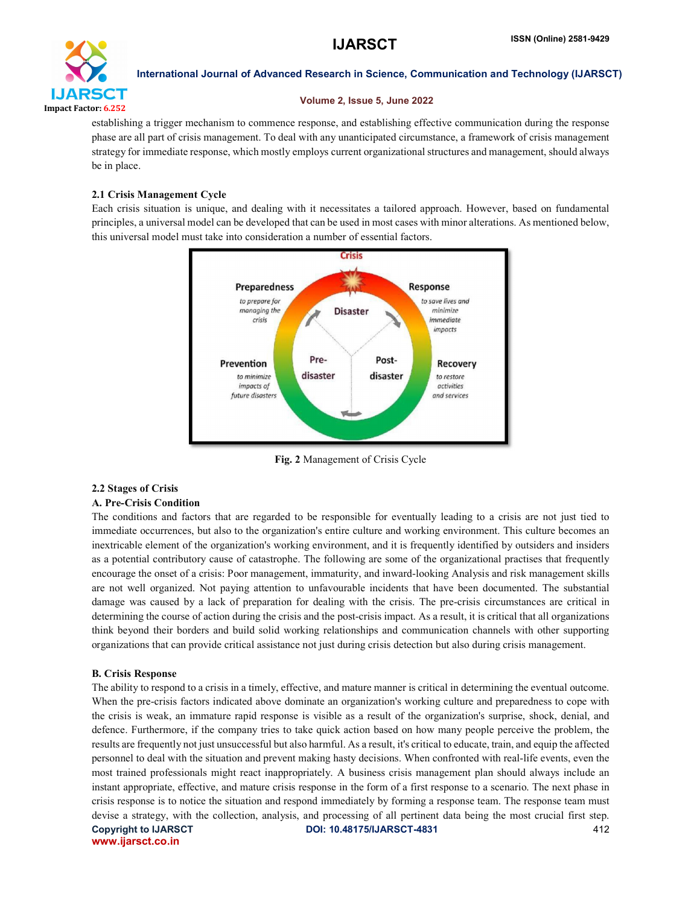establishing a trigger mechanism to commence response, and establishing effective communication during the response phase are all part of crisis management. To deal with any unanticipated circumstance, a framework of crisis management strategy for immediate response, which mostly employs current organizational structures and management, should always be in place.

### 2.1 Crisis Management Cycle

Each crisis situation is unique, and dealing with it necessitates a tailored approach. However, based on fundamental principles, a universal model can be developed that can be used in most cases with minor alterations. As mentioned below, this universal model must take into consideration a number of essential factors.

**Fig. 2** Management of Crisis Cycle

### 2.2 Stages of Crisis

#### A. Pre-Crisis Condition

The conditions and factors that are regarded to be responsible for eventually leading to a crisis are not just tied to immediate occurrences, but also to the organization's entire culture and working environment. This culture becomes an inextricable element of the organization's working environment, and it is frequently identified by outsiders and insiders as a potential contributory cause of catastrophe. The following are some of the organizational practises that frequently encourage the onset of a crisis: Poor management, immaturity, and inward-looking Analysis and risk management skills are not well organized. Not paying attention to unfavourable incidents that have been documented. The substantial damage was caused by a lack of preparation for dealing with the crisis. The pre-crisis circumstances are critical in determining the course of action during the crisis and the post-crisis impact. As a result, it is critical that all organizations think beyond their borders and build solid working relationships and communication channels with other supporting organizations that can provide critical assistance not just during crisis detection but also during crisis management.

#### B. Crisis Response

The ability to respond to a crisis in a timely, effective, and mature manner is critical in determining the eventual outcome. When the pre-crisis factors indicated above dominate an organization's working culture and preparedness to cope with the crisis is weak, an immature rapid response is visible as a result of the organization's surprise, shock, denial, and defence. Furthermore, if the company tries to take quick action based on how many people perceive the problem, the results are frequently not just unsuccessful but also harmful. As a result, it's critical to educate, train, and equip the affected personnel to deal with the situation and prevent making hasty decisions. When confronted with real-life events, even the most trained professionals might react inappropriately. A business crisis management plan should always include an instant appropriate, effective, and mature crisis response in the form of a first response to a scenario. The next phase in crisis response is to notice the situation and respond immediately by forming a response team. The response team must devise a strategy, with the collection, analysis, and processing of all pertinent data being the most crucial first step.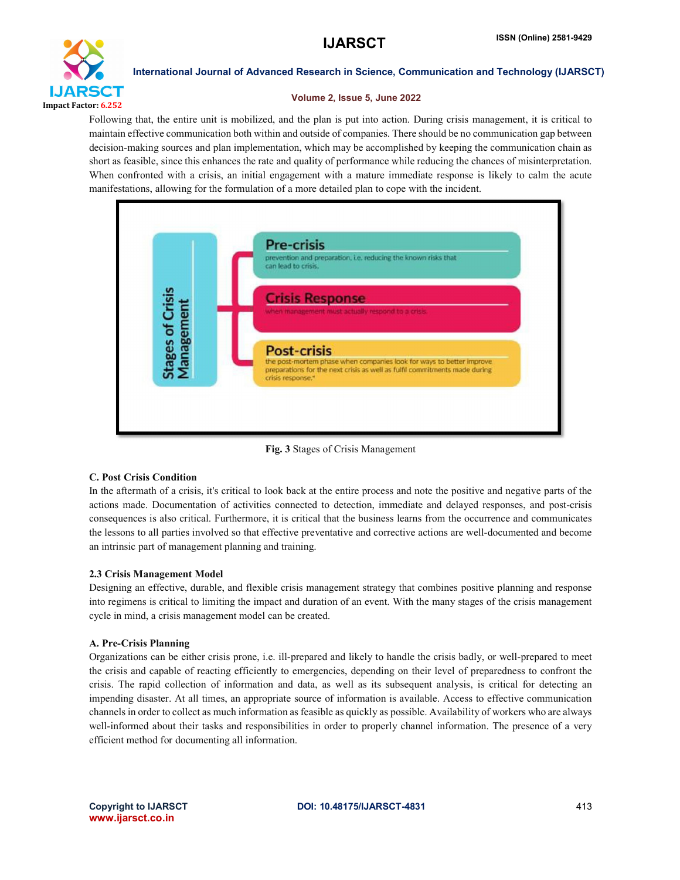Following that, the entire unit is mobilized, and the plan is put into action. During crisis management, it is critical to maintain effective communication both within and outside of companies. There should be no communication gap between decision-making sources and plan implementation, which may be accomplished by keeping the communication chain as short as feasible, since this enhances the rate and quality of performance while reducing the chances of misinterpretation. When confronted with a crisis, an initial engagement with a mature immediate response is likely to calm the acute manifestations, allowing for the formulation of a more detailed plan to cope with the incident.

**Fig. 3** Stages of Crisis Management

### C. Post Crisis Condition

In the aftermath of a crisis, it's critical to look back at the entire process and note the positive and negative parts of the actions made. Documentation of activities connected to detection, immediate and delayed responses, and post-crisis consequences is also critical. Furthermore, it is critical that the business learns from the occurrence and communicates the lessons to all parties involved so that effective preventative and corrective actions are well-documented and become an intrinsic part of management planning and training.

## 2.3 Crisis Management Model

Designing an effective, durable, and flexible crisis management strategy that combines positive planning and response into regimens is critical to limiting the impact and duration of an event. With the many stages of the crisis management cycle in mind, a crisis management model can be created.

### A. Pre-Crisis Planning

Organizations can be either crisis prone, i.e. ill-prepared and likely to handle the crisis badly, or well-prepared to meet the crisis and capable of reacting efficiently to emergencies, depending on their level of preparedness to confront the crisis. The rapid collection of information and data, as well as its subsequent analysis, is critical for detecting an impending disaster. At all times, an appropriate source of information is available. Access to effective communication channels in order to collect as much information as feasible as quickly as possible. Availability of workers who are always well-informed about their tasks and responsibilities in order to properly channel information. The presence of a very efficient method for documenting all information.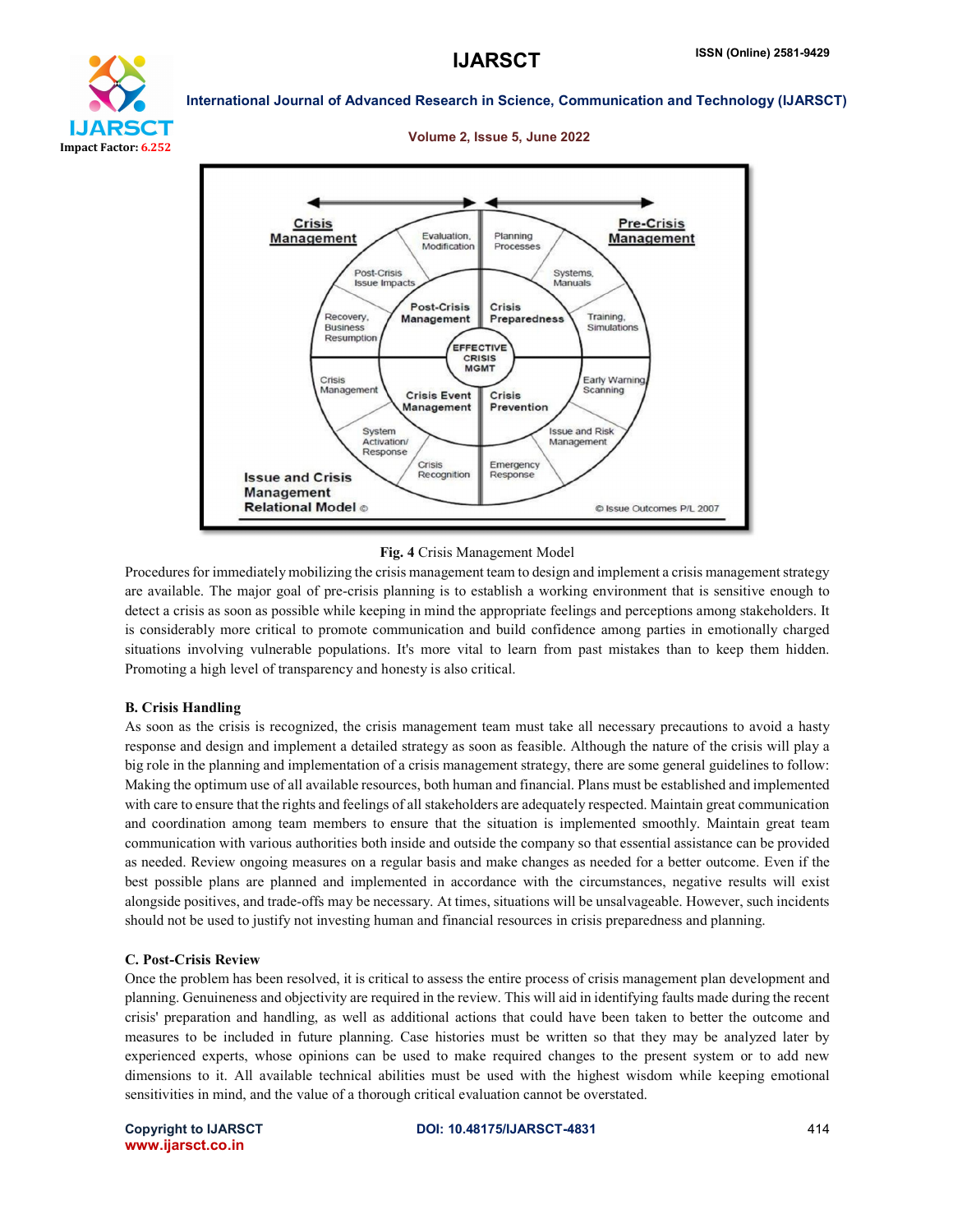Fig. 4 Crisis Management Model

Procedures for immediately mobilizing the crisis management team to design and implement a crisis management strategy are available. The major goal of pre-crisis planning is to establish a working environment that is sensitive enough to detect a crisis as soon as possible while keeping in mind the appropriate feelings and perceptions among stakeholders. It is considerably more critical to promote communication and build confidence among parties in emotionally charged situations involving vulnerable populations. It's more vital to learn from past mistakes than to keep them hidden. Promoting a high level of transparency and honesty is also critical.

### B. Crisis Handling

As soon as the crisis is recognized, the crisis management team must take all necessary precautions to avoid a hasty response and design and implement a detailed strategy as soon as feasible. Although the nature of the crisis will play a big role in the planning and implementation of a crisis management strategy, there are some general guidelines to follow: Making the optimum use of all available resources, both human and financial. Plans must be established and implemented with care to ensure that the rights and feelings of all stakeholders are adequately respected. Maintain great communication and coordination among team members to ensure that the situation is implemented smoothly. Maintain great team communication with various authorities both inside and outside the company so that essential assistance can be provided as needed. Review ongoing measures on a regular basis and make changes as needed for a better outcome. Even if the best possible plans are planned and implemented in accordance with the circumstances, negative results will exist alongside positives, and trade-offs may be necessary. At times, situations will be unsalvageable. However, such incidents should not be used to justify not investing human and financial resources in crisis preparedness and planning.

### C. Post-Crisis Review

Once the problem has been resolved, it is critical to assess the entire process of crisis management plan development and planning. Genuineness and objectivity are required in the review. This will aid in identifying faults made during the recent crisis' preparation and handling, as well as additional actions that could have been taken to better the outcome and measures to be included in future planning. Case histories must be written so that they may be analyzed later by experienced experts, whose opinions can be used to make required changes to the present system or to add new dimensions to it. All available technical abilities must be used with the highest wisdom while keeping emotional sensitivities in mind, and the value of a thorough critical evaluation cannot be overstated.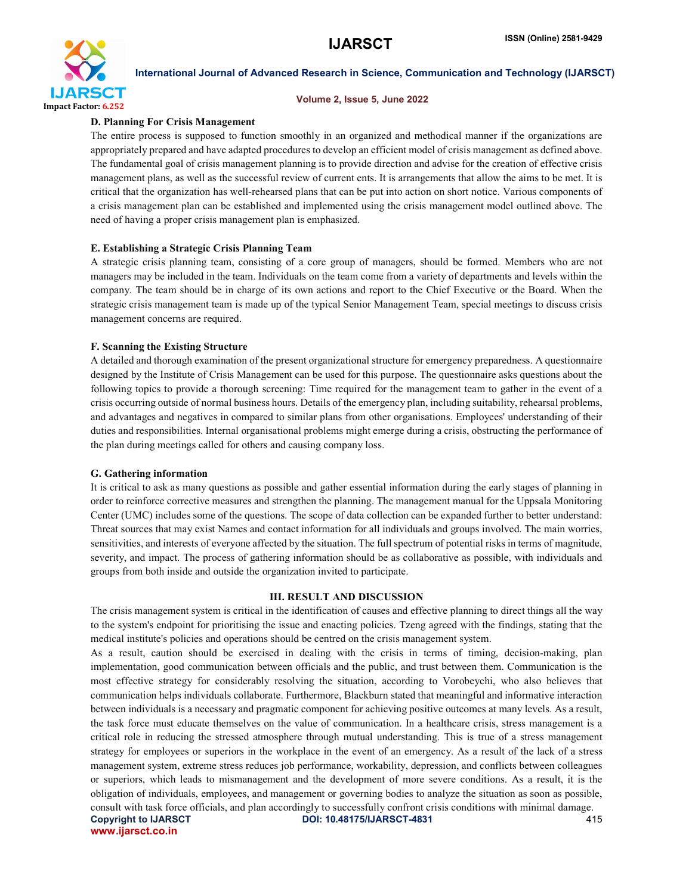### D. Planning For Crisis Management

The entire process is supposed to function smoothly in an organized and methodical manner if the organizations are appropriately prepared and have adapted procedures to develop an efficient model of crisis management as defined above. The fundamental goal of crisis management planning is to provide direction and advise for the creation of effective crisis management plans, as well as the successful review of current ents. It is arrangements that allow the aims to be met. It is critical that the organization has well-rehearsed plans that can be put into action on short notice. Various components of a crisis management plan can be established and implemented using the crisis management model outlined above. The need of having a proper crisis management plan is emphasized.

### E. Establishing a Strategic Crisis Planning Team

A strategic crisis planning team, consisting of a core group of managers, should be formed. Members who are not managers may be included in the team. Individuals on the team come from a variety of departments and levels within the company. The team should be in charge of its own actions and report to the Chief Executive or the Board. When the strategic crisis management team is made up of the typical Senior Management Team, special meetings to discuss crisis management concerns are required.

### F. Scanning the Existing Structure

A detailed and thorough examination of the present organizational structure for emergency preparedness. A questionnaire designed by the Institute of Crisis Management can be used for this purpose. The questionnaire asks questions about the following topics to provide a thorough screening: Time required for the management team to gather in the event of a crisis occurring outside of normal business hours. Details of the emergency plan, including suitability, rehearsal problems, and advantages and negatives in compared to similar plans from other organisations. Employees' understanding of their duties and responsibilities. Internal organisational problems might emerge during a crisis, obstructing the performance of the plan during meetings called for others and causing company loss.

### G. Gathering information

It is critical to ask as many questions as possible and gather essential information during the early stages of planning in order to reinforce corrective measures and strengthen the planning. The management manual for the Uppsala Monitoring Center (UMC) includes some of the questions. The scope of data collection can be expanded further to better understand: Threat sources that may exist Names and contact information for all individuals and groups involved. The main worries, sensitivities, and interests of everyone affected by the situation. The full spectrum of potential risks in terms of magnitude, severity, and impact. The process of gathering information should be as collaborative as possible, with individuals and groups from both inside and outside the organization invited to participate.

## III. RESULT AND DISCUSSION

The crisis management system is critical in the identification of causes and effective planning to direct things all the way to the system's endpoint for prioritising the issue and enacting policies. Tzeng agreed with the findings, stating that the medical institute's policies and operations should be centred on the crisis management system.

As a result, caution should be exercised in dealing with the crisis in terms of timing, decision-making, plan implementation, good communication between officials and the public, and trust between them. Communication is the most effective strategy for considerably resolving the situation, according to Vorobeychi, who also believes that communication helps individuals collaborate. Furthermore, Blackburn stated that meaningful and informative interaction between individuals is a necessary and pragmatic component for achieving positive outcomes at many levels. As a result, the task force must educate themselves on the value of communication. In a healthcare crisis, stress management is a critical role in reducing the stressed atmosphere through mutual understanding. This is true of a stress management strategy for employees or superiors in the workplace in the event of an emergency. As a result of the lack of a stress management system, extreme stress reduces job performance, workability, depression, and conflicts between colleagues or superiors, which leads to mismanagement and the development of more severe conditions. As a result, it is the obligation of individuals, employees, and management or governing bodies to analyze the situation as soon as possible, consult with task force officials, and plan accordingly to successfully confront crisis conditions with minimal damage.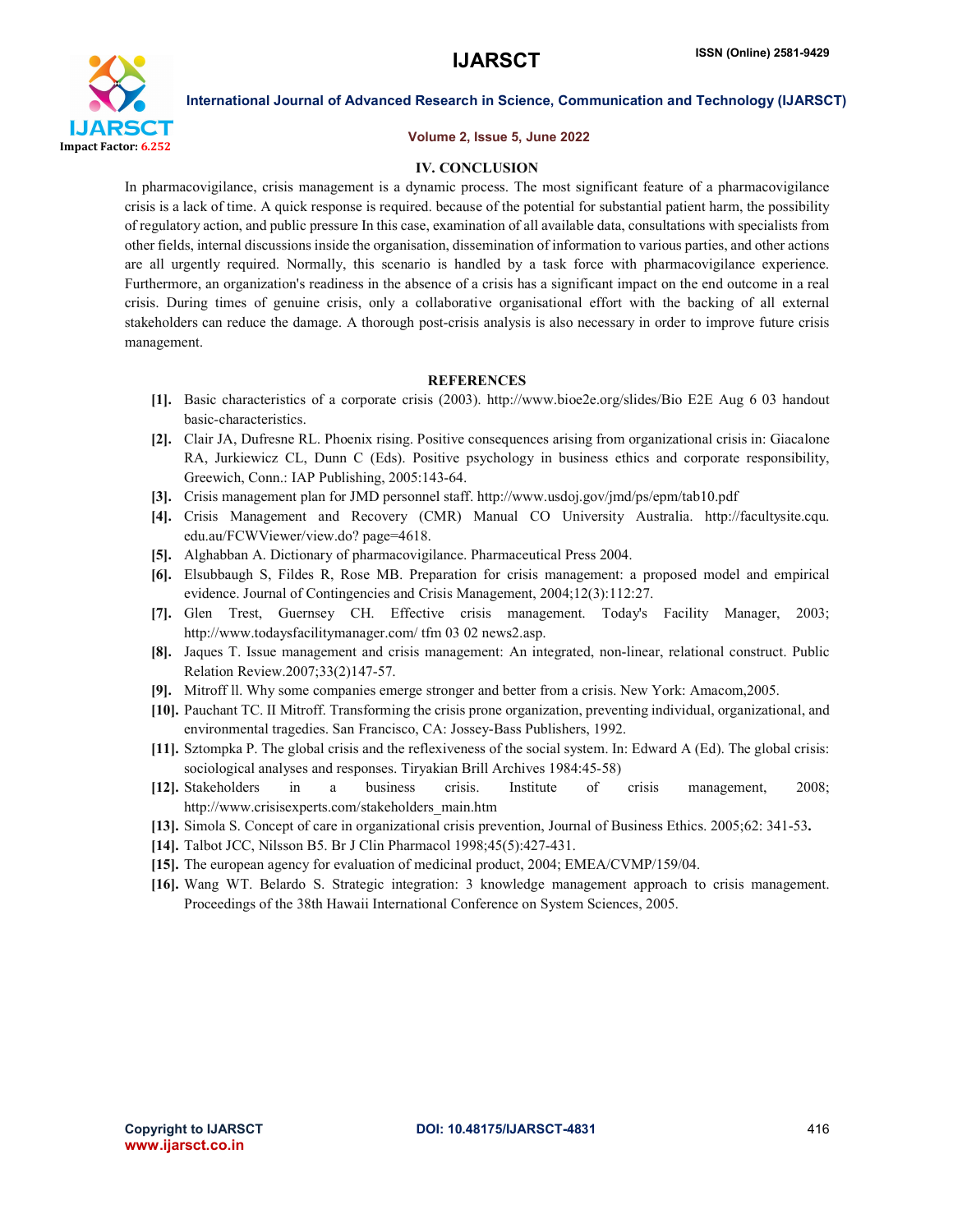## IV. CONCLUSION

In pharmacovigilance, crisis management is a dynamic process. The most significant feature of a pharmacovigilance crisis is a lack of time. A quick response is required. because of the potential for substantial patient harm, the possibility of regulatory action, and public pressure In this case, examination of all available data, consultations with specialists from other fields, internal discussions inside the organisation, dissemination of information to various parties, and other actions are all urgently required. Normally, this scenario is handled by a task force with pharmacovigilance experience. Furthermore, an organization's readiness in the absence of a crisis has a significant impact on the end outcome in a real crisis. During times of genuine crisis, only a collaborative organisational effort with the backing of all external stakeholders can reduce the damage. A thorough post-crisis analysis is also necessary in order to improve future crisis management.

## REFERENCES

- **[1].** Basic characteristics of a corporate crisis (2003). http://www.bioe2e.org/slides/Bio E2E Aug 6 03 handout basic-characteristics.
- **[2].** Clair JA, Dufresne RL. Phoenix rising. Positive consequences arising from organizational crisis in: Giacalone RA, Jurkiewicz CL, Dunn C (Eds). Positive psychology in business ethics and corporate responsibility, Greewich, Conn.: IAP Publishing, 2005:143-64.
- **[3].** Crisis management plan for JMD personnel staff. http://www.usdoj.gov/jmd/ps/epm/tab10.pdf
- **[4].** Crisis Management and Recovery (CMR) Manual CO University Australia. http://facultysite.cqu.edu.au/FCWViewer/view.do? page=4618.
- **[5].** Alghabban A. Dictionary of pharmacovigilance. Pharmaceutical Press 2004.
- **[6].** Elsubbaugh S, Fildes R, Rose MB. Preparation for crisis management: a proposed model and empirical evidence. Journal of Contingencies and Crisis Management, 2004;12(3):112:27.
- **[7].** Glen Trest, Guernsey CH. Effective crisis management. Today's Facility Manager, 2003; http://www.todaysfacilitymanager.com/ tfm 03 02 news2.asp.
- **[8].** Jaques T. Issue management and crisis management: An integrated, non-linear, relational construct. Public Relation Review.2007;33(2)147-57.
- **[9].** Mitroff ll. Why some companies emerge stronger and better from a crisis. New York: Amacom,2005.
- **[10].** Pauchant TC. II Mitroff. Transforming the crisis prone organization, preventing individual, organizational, and environmental tragedies. San Francisco, CA: Jossey-Bass Publishers, 1992.
- **[11].** Sztompka P. The global crisis and the reflexiveness of the social system. In: Edward A (Ed). The global crisis: sociological analyses and responses. Tiryakian Brill Archives 1984:45-58)
- **[12].** Stakeholders in a business crisis. Institute of crisis management, 2008; http://www.crisisexperts.com/stakeholders_main.htm
- **[13].** Simola S. Concept of care in organizational crisis prevention, Journal of Business Ethics. 2005;62: 341-53**.**
- **[14].** Talbot JCC, Nilsson B5. Br J Clin Pharmacol 1998;45(5):427-431.
- **[15].** The european agency for evaluation of medicinal product, 2004; EMEA/CVMP/159/04.
- **[16].** Wang WT. Belardo S. Strategic integration: 3 knowledge management approach to crisis management. Proceedings of the 38th Hawaii International Conference on System Sciences, 2005.